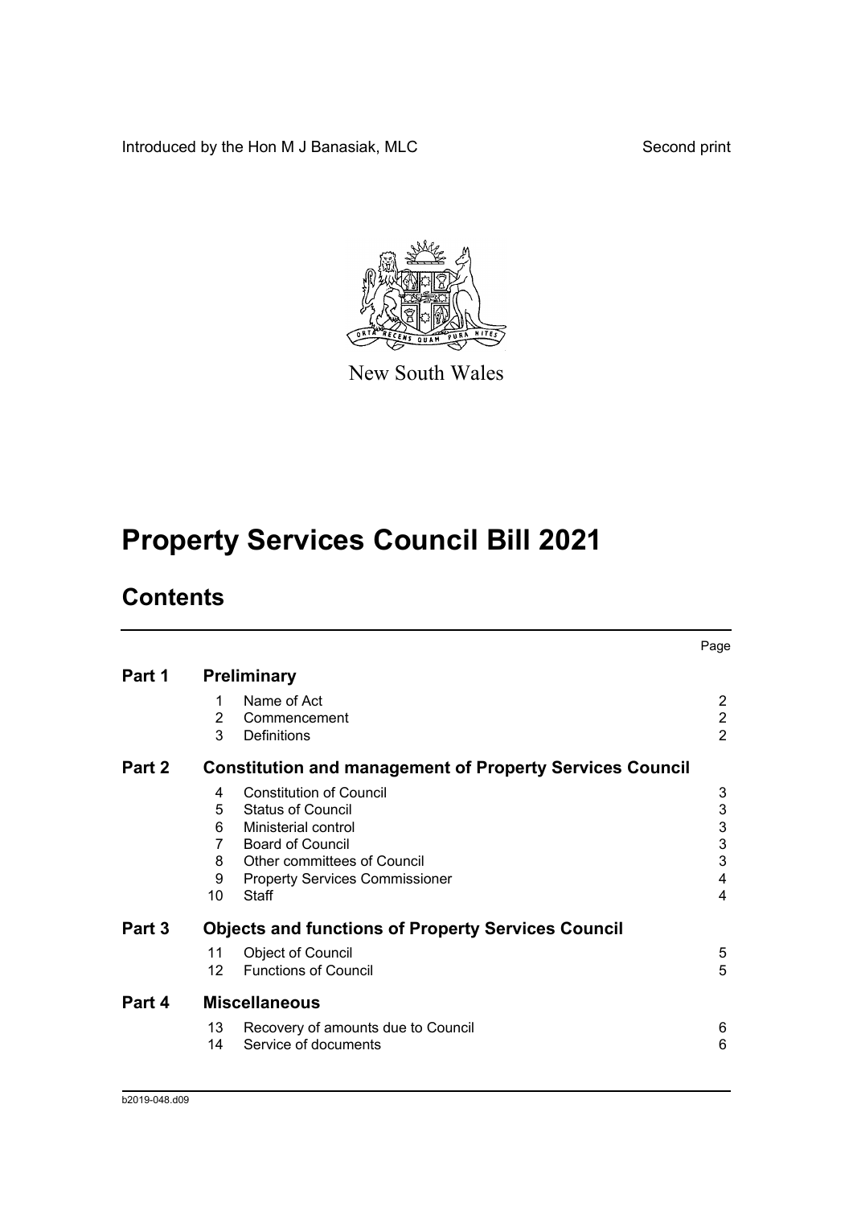Introduced by the Hon M J Banasiak, MLC

Second print

New South Wales

# Property Services Council Bill 2021

## Contents

| | | | Page |
|---|---|---|---|
| **Part 1** | **Preliminary** | | |
| | 1 | Name of Act | 2 |
| | 2 | Commencement | 2 |
| | 3 | Definitions | 2 |
| **Part 2** | **Constitution and management of Property Services Council** | | |
| | 4 | Constitution of Council | 3 |
| | 5 | Status of Council | 3 |
| | 6 | Ministerial control | 3 |
| | 7 | Board of Council | 3 |
| | 8 | Other committees of Council | 3 |
| | 9 | Property Services Commissioner | 4 |
| | 10 | Staff | 4 |
| **Part 3** | **Objects and functions of Property Services Council** | | |
| | 11 | Object of Council | 5 |
| | 12 | Functions of Council | 5 |
| **Part 4** | **Miscellaneous** | | |
| | 13 | Recovery of amounts due to Council | 6 |
| | 14 | Service of documents | 6 |

b2019-048.d09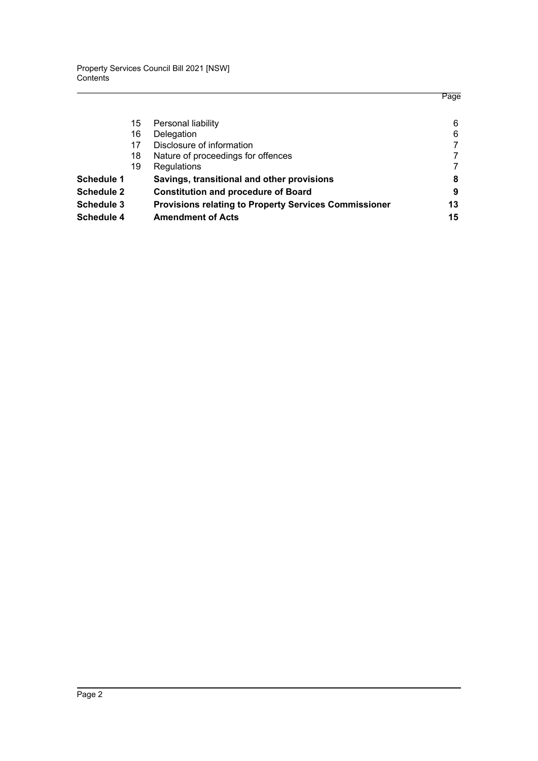| | | Page |
|---|---|---|
| 15 | Personal liability | 6 |
| 16 | Delegation | 6 |
| 17 | Disclosure of information | 7 |
| 18 | Nature of proceedings for offences | 7 |
| 19 | Regulations | 7 |
| **Schedule 1** | **Savings, transitional and other provisions** | **8** |
| **Schedule 2** | **Constitution and procedure of Board** | **9** |
| **Schedule 3** | **Provisions relating to Property Services Commissioner** | **13** |
| **Schedule 4** | **Amendment of Acts** | **15** |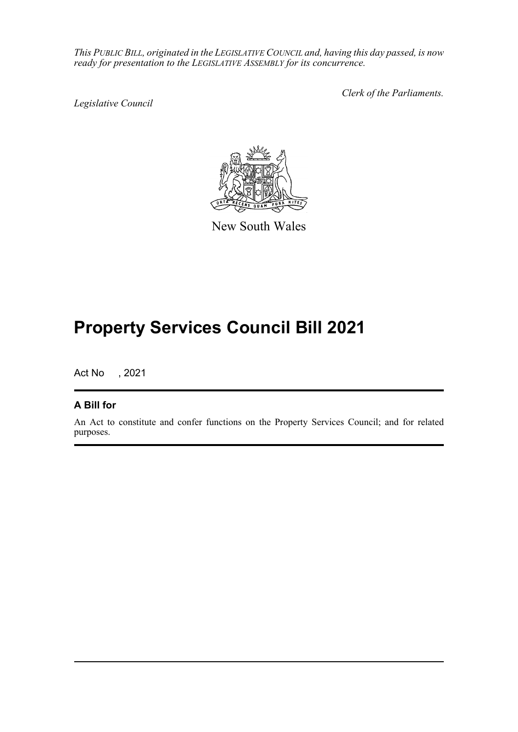*This PUBLIC BILL, originated in the LEGISLATIVE COUNCIL and, having this day passed, is now ready for presentation to the LEGISLATIVE ASSEMBLY for its concurrence.*

*Legislative Council*

*Clerk of the Parliaments.*

New South Wales

# Property Services Council Bill 2021

Act No , 2021

## A Bill for

An Act to constitute and confer functions on the Property Services Council; and for related purposes.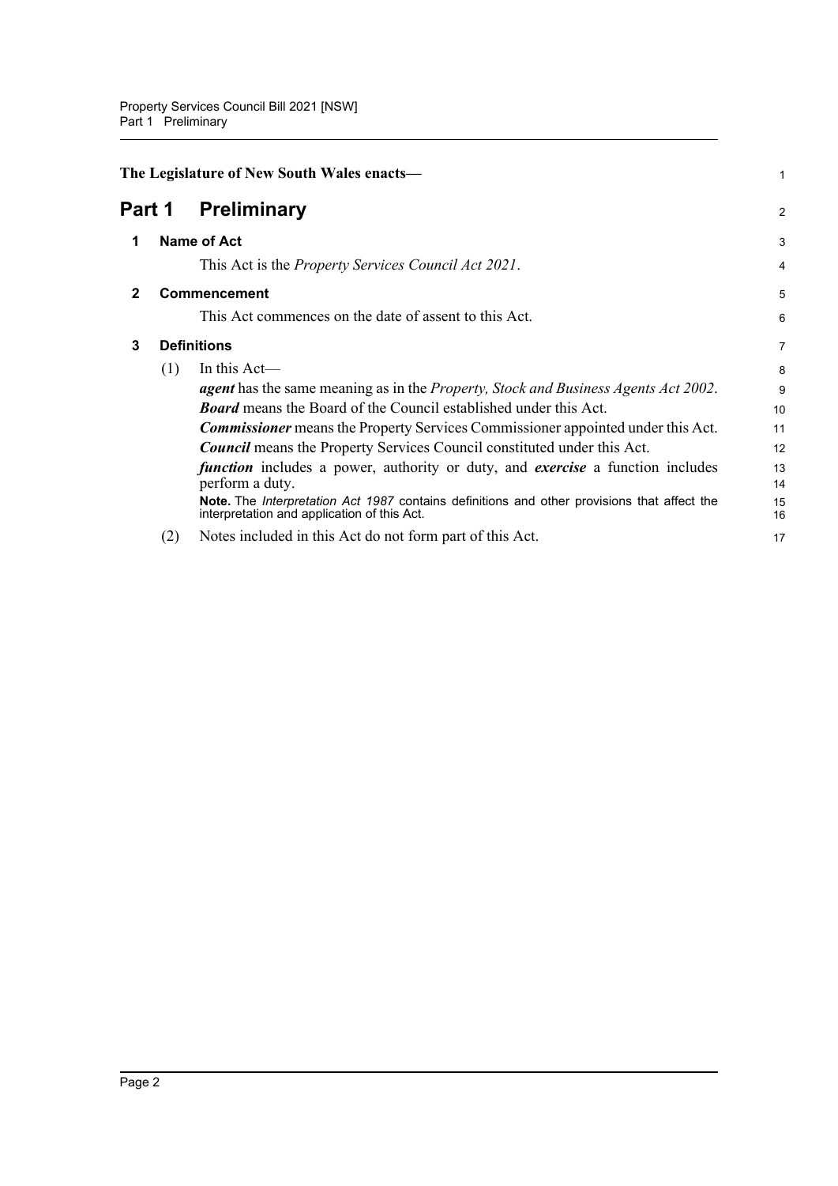**The Legislature of New South Wales enacts—**

# Part 1 Preliminary

## 1 Name of Act

This Act is the *Property Services Council Act 2021*.

## 2 Commencement

This Act commences on the date of assent to this Act.

## 3 Definitions

(1) In this Act—

***agent*** has the same meaning as in the *Property, Stock and Business Agents Act 2002*.

***Board*** means the Board of the Council established under this Act.

***Commissioner*** means the Property Services Commissioner appointed under this Act.

***Council*** means the Property Services Council constituted under this Act.

***function*** includes a power, authority or duty, and ***exercise*** a function includes perform a duty.

**Note.** The *Interpretation Act 1987* contains definitions and other provisions that affect the interpretation and application of this Act.

(2) Notes included in this Act do not form part of this Act.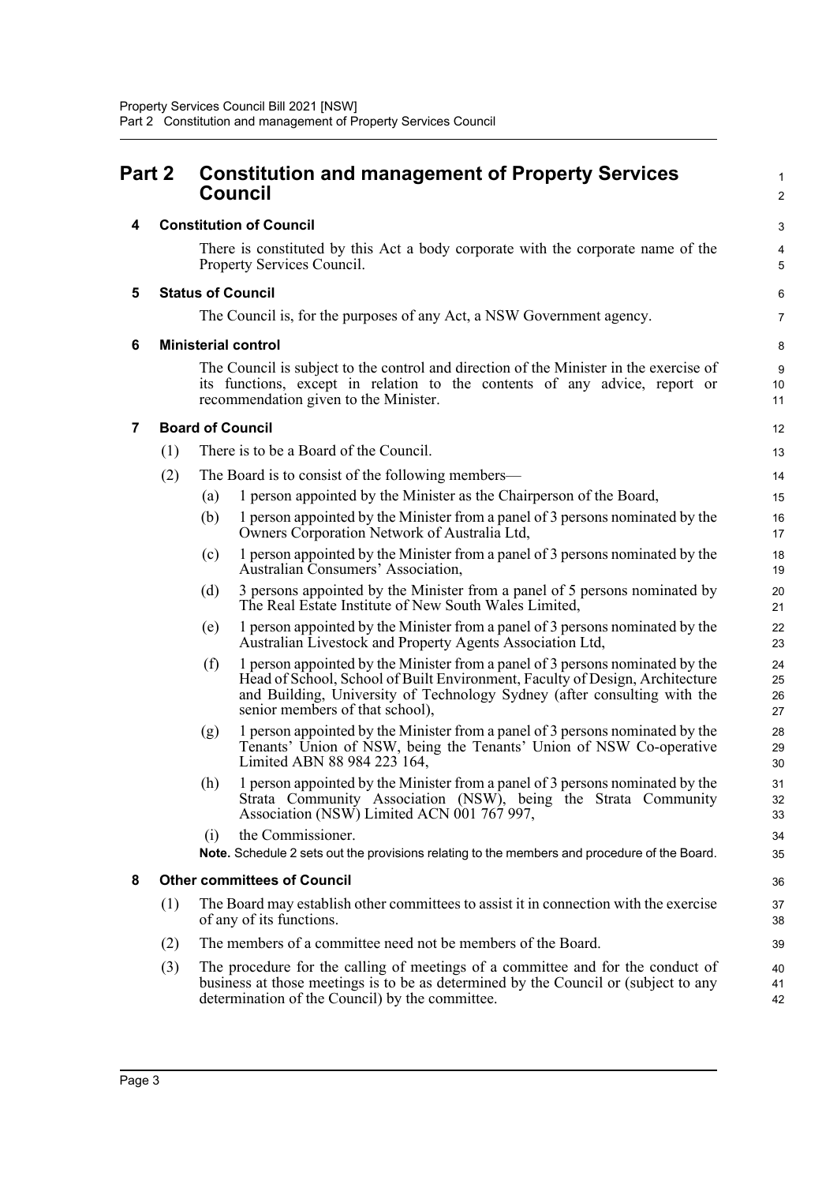# Part 2 Constitution and management of Property Services Council

## 4 Constitution of Council

There is constituted by this Act a body corporate with the corporate name of the Property Services Council.

## 5 Status of Council

The Council is, for the purposes of any Act, a NSW Government agency.

## 6 Ministerial control

The Council is subject to the control and direction of the Minister in the exercise of its functions, except in relation to the contents of any advice, report or recommendation given to the Minister.

## 7 Board of Council

(1) There is to be a Board of the Council.

(2) The Board is to consist of the following members—

- (a) 1 person appointed by the Minister as the Chairperson of the Board,
- (b) 1 person appointed by the Minister from a panel of 3 persons nominated by the Owners Corporation Network of Australia Ltd,
- (c) 1 person appointed by the Minister from a panel of 3 persons nominated by the Australian Consumers' Association,
- (d) 3 persons appointed by the Minister from a panel of 5 persons nominated by The Real Estate Institute of New South Wales Limited,
- (e) 1 person appointed by the Minister from a panel of 3 persons nominated by the Australian Livestock and Property Agents Association Ltd,
- (f) 1 person appointed by the Minister from a panel of 3 persons nominated by the Head of School, School of Built Environment, Faculty of Design, Architecture and Building, University of Technology Sydney (after consulting with the senior members of that school),
- (g) 1 person appointed by the Minister from a panel of 3 persons nominated by the Tenants' Union of NSW, being the Tenants' Union of NSW Co-operative Limited ABN 88 984 223 164,
- (h) 1 person appointed by the Minister from a panel of 3 persons nominated by the Strata Community Association (NSW), being the Strata Community Association (NSW) Limited ACN 001 767 997,
- (i) the Commissioner.

**Note.** Schedule 2 sets out the provisions relating to the members and procedure of the Board.

## 8 Other committees of Council

(1) The Board may establish other committees to assist it in connection with the exercise of any of its functions.

(2) The members of a committee need not be members of the Board.

(3) The procedure for the calling of meetings of a committee and for the conduct of business at those meetings is to be as determined by the Council or (subject to any determination of the Council) by the committee.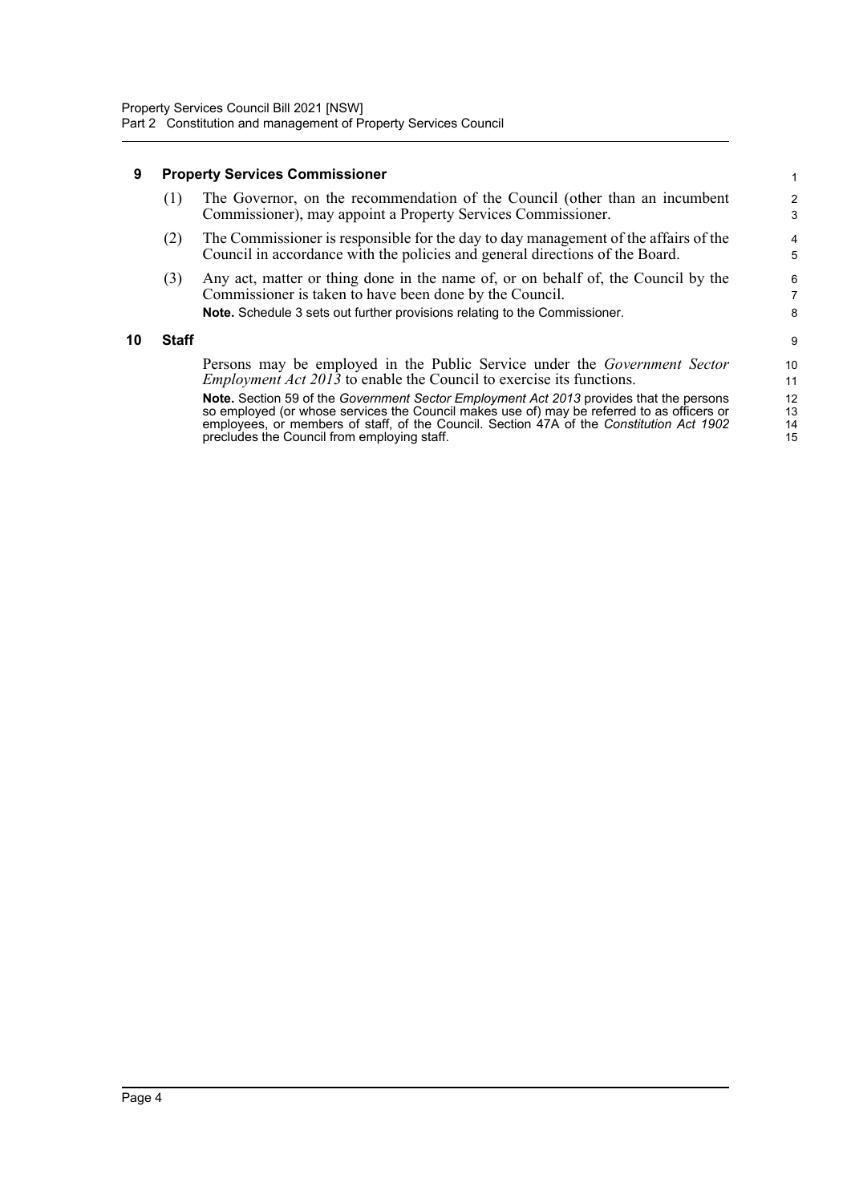## 9 Property Services Commissioner

(1) The Governor, on the recommendation of the Council (other than an incumbent Commissioner), may appoint a Property Services Commissioner.

(2) The Commissioner is responsible for the day to day management of the affairs of the Council in accordance with the policies and general directions of the Board.

(3) Any act, matter or thing done in the name of, or on behalf of, the Council by the Commissioner is taken to have been done by the Council.

**Note.** Schedule 3 sets out further provisions relating to the Commissioner.

## 10 Staff

Persons may be employed in the Public Service under the *Government Sector Employment Act 2013* to enable the Council to exercise its functions.

**Note.** Section 59 of the *Government Sector Employment Act 2013* provides that the persons so employed (or whose services the Council makes use of) may be referred to as officers or employees, or members of staff, of the Council. Section 47A of the *Constitution Act 1902* precludes the Council from employing staff.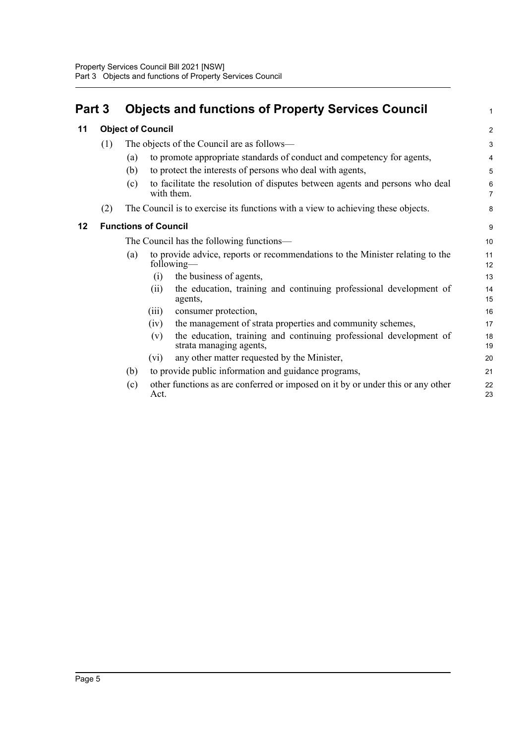# Part 3 Objects and functions of Property Services Council

## 11 Object of Council

(1) The objects of the Council are as follows—

(a) to promote appropriate standards of conduct and competency for agents,

(b) to protect the interests of persons who deal with agents,

(c) to facilitate the resolution of disputes between agents and persons who deal with them.

(2) The Council is to exercise its functions with a view to achieving these objects.

## 12 Functions of Council

The Council has the following functions—

(a) to provide advice, reports or recommendations to the Minister relating to the following—

(i) the business of agents,

(ii) the education, training and continuing professional development of agents,

(iii) consumer protection,

(iv) the management of strata properties and community schemes,

(v) the education, training and continuing professional development of strata managing agents,

(vi) any other matter requested by the Minister,

(b) to provide public information and guidance programs,

(c) other functions as are conferred or imposed on it by or under this or any other Act.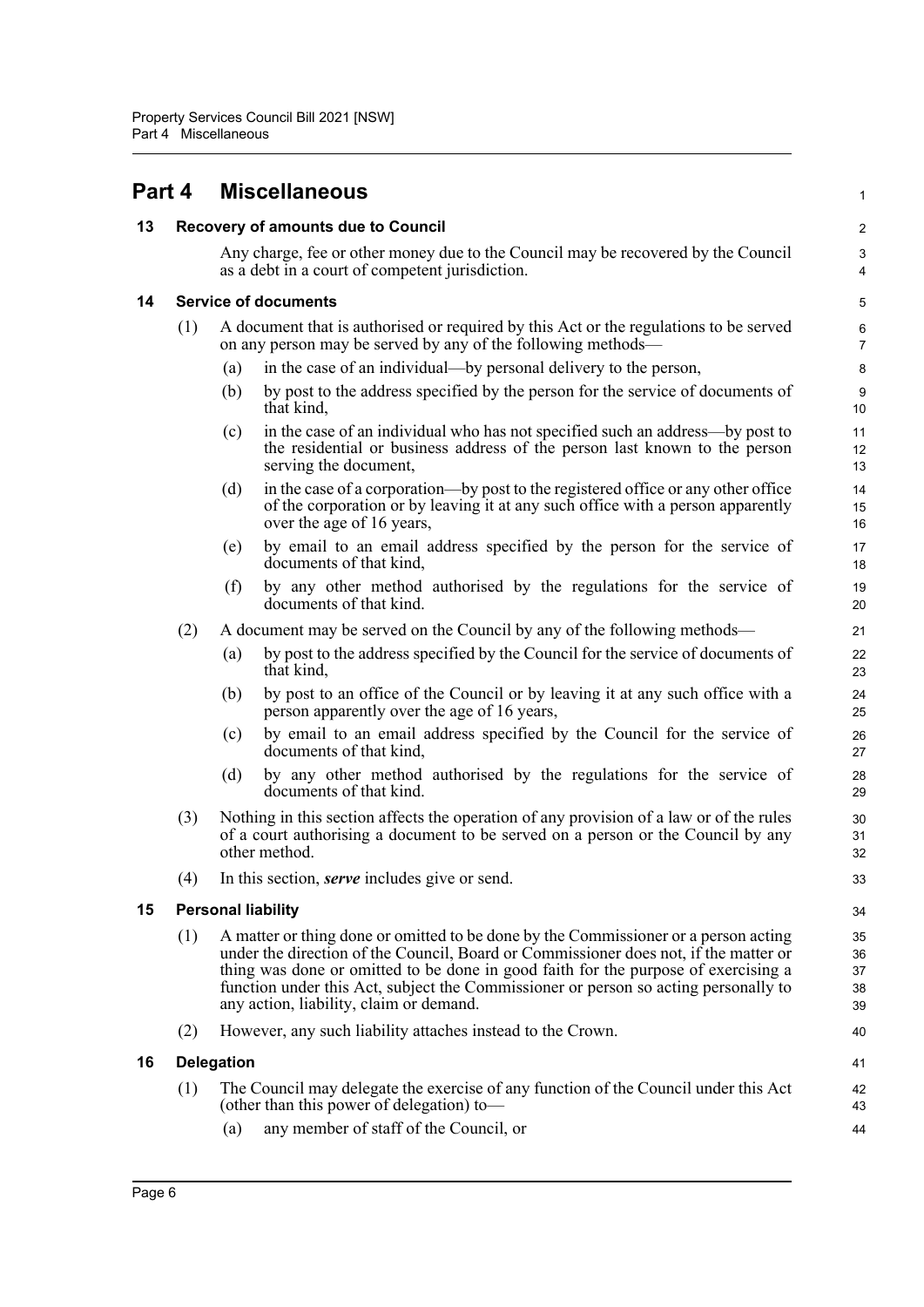# Part 4 Miscellaneous

## 13 Recovery of amounts due to Council

Any charge, fee or other money due to the Council may be recovered by the Council as a debt in a court of competent jurisdiction.

## 14 Service of documents

(1) A document that is authorised or required by this Act or the regulations to be served on any person may be served by any of the following methods—

(a) in the case of an individual—by personal delivery to the person,

(b) by post to the address specified by the person for the service of documents of that kind,

(c) in the case of an individual who has not specified such an address—by post to the residential or business address of the person last known to the person serving the document,

(d) in the case of a corporation—by post to the registered office or any other office of the corporation or by leaving it at any such office with a person apparently over the age of 16 years,

(e) by email to an email address specified by the person for the service of documents of that kind,

(f) by any other method authorised by the regulations for the service of documents of that kind.

(2) A document may be served on the Council by any of the following methods—

(a) by post to the address specified by the Council for the service of documents of that kind,

(b) by post to an office of the Council or by leaving it at any such office with a person apparently over the age of 16 years,

(c) by email to an email address specified by the Council for the service of documents of that kind,

(d) by any other method authorised by the regulations for the service of documents of that kind.

(3) Nothing in this section affects the operation of any provision of a law or of the rules of a court authorising a document to be served on a person or the Council by any other method.

(4) In this section, ***serve*** includes give or send.

## 15 Personal liability

(1) A matter or thing done or omitted to be done by the Commissioner or a person acting under the direction of the Council, Board or Commissioner does not, if the matter or thing was done or omitted to be done in good faith for the purpose of exercising a function under this Act, subject the Commissioner or person so acting personally to any action, liability, claim or demand.

(2) However, any such liability attaches instead to the Crown.

## 16 Delegation

(1) The Council may delegate the exercise of any function of the Council under this Act (other than this power of delegation) to—

(a) any member of staff of the Council, or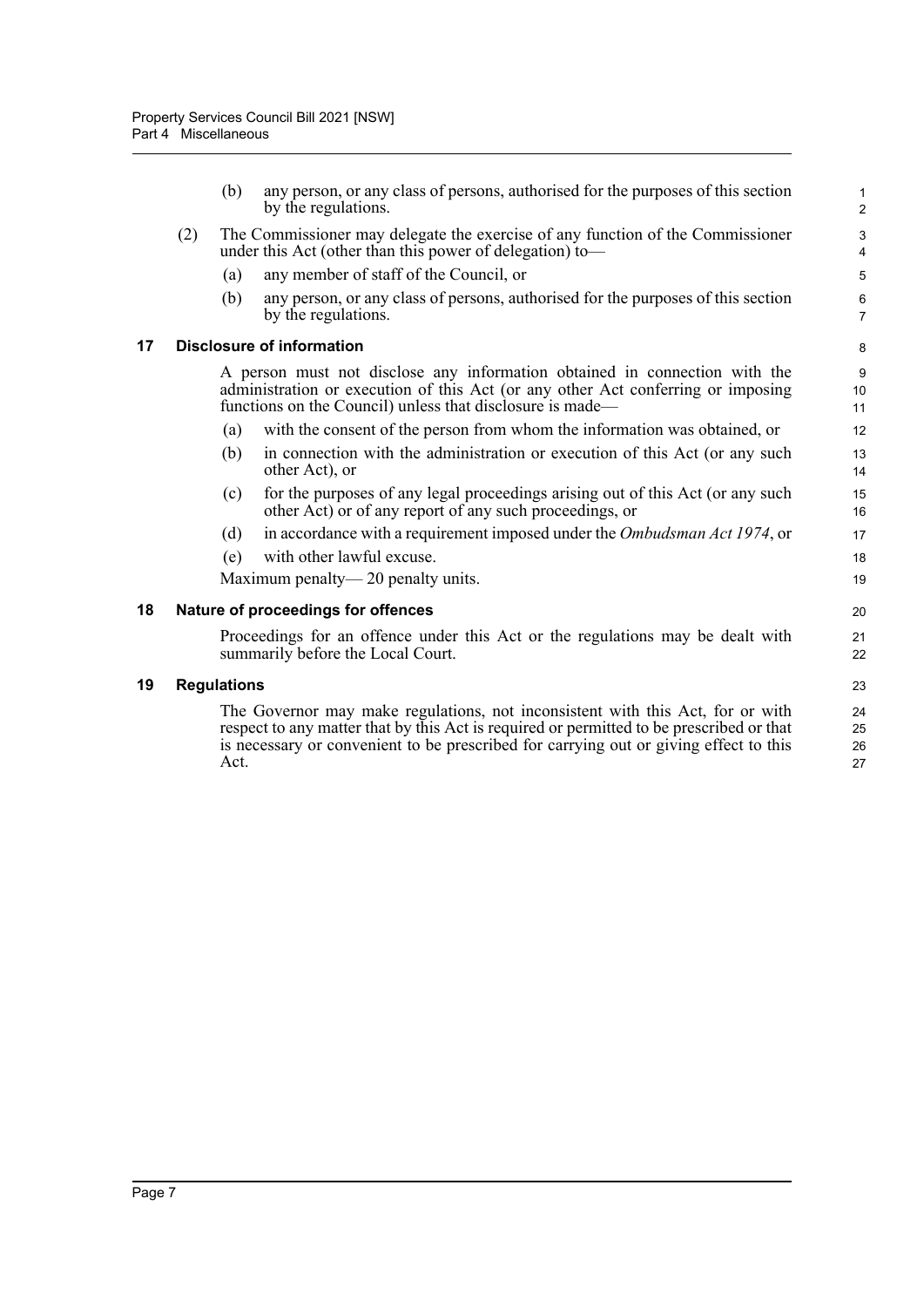(b) any person, or any class of persons, authorised for the purposes of this section by the regulations.

(2) The Commissioner may delegate the exercise of any function of the Commissioner under this Act (other than this power of delegation) to—

(a) any member of staff of the Council, or

(b) any person, or any class of persons, authorised for the purposes of this section by the regulations.

## 17 Disclosure of information

A person must not disclose any information obtained in connection with the administration or execution of this Act (or any other Act conferring or imposing functions on the Council) unless that disclosure is made—

(a) with the consent of the person from whom the information was obtained, or

(b) in connection with the administration or execution of this Act (or any such other Act), or

(c) for the purposes of any legal proceedings arising out of this Act (or any such other Act) or of any report of any such proceedings, or

(d) in accordance with a requirement imposed under the *Ombudsman Act 1974*, or

(e) with other lawful excuse.

Maximum penalty— 20 penalty units.

## 18 Nature of proceedings for offences

Proceedings for an offence under this Act or the regulations may be dealt with summarily before the Local Court.

## 19 Regulations

The Governor may make regulations, not inconsistent with this Act, for or with respect to any matter that by this Act is required or permitted to be prescribed or that is necessary or convenient to be prescribed for carrying out or giving effect to this Act.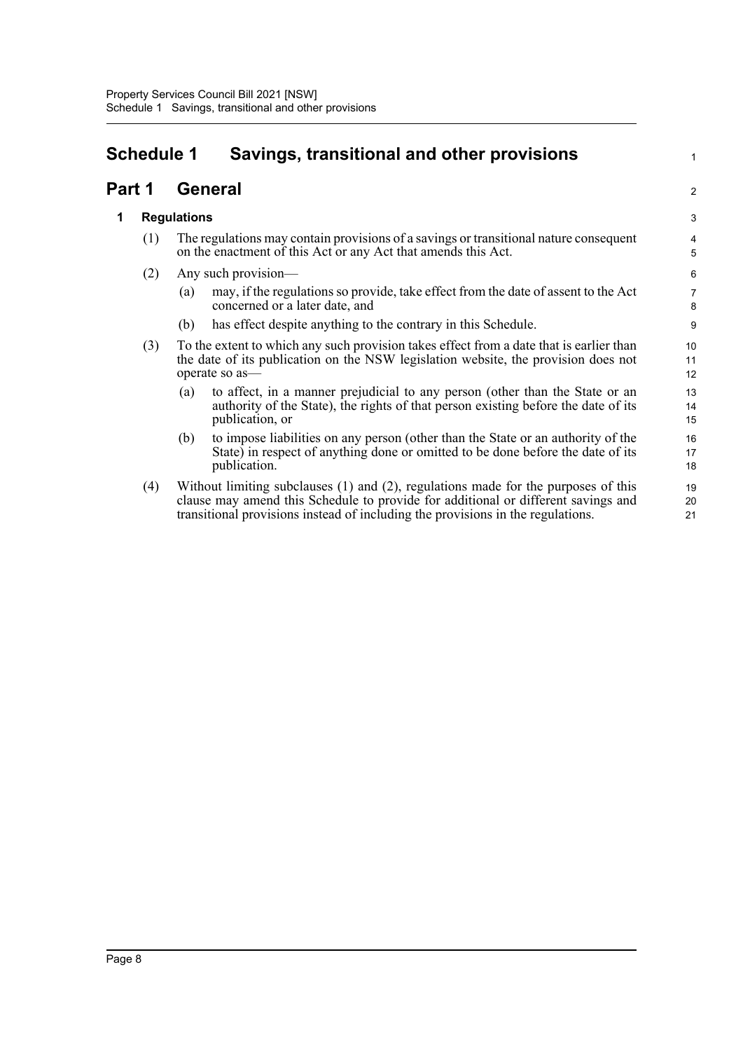# Schedule 1 Savings, transitional and other provisions

## Part 1 General

### 1 Regulations

(1) The regulations may contain provisions of a savings or transitional nature consequent on the enactment of this Act or any Act that amends this Act.

(2) Any such provision—

(a) may, if the regulations so provide, take effect from the date of assent to the Act concerned or a later date, and

(b) has effect despite anything to the contrary in this Schedule.

(3) To the extent to which any such provision takes effect from a date that is earlier than the date of its publication on the NSW legislation website, the provision does not operate so as—

(a) to affect, in a manner prejudicial to any person (other than the State or an authority of the State), the rights of that person existing before the date of its publication, or

(b) to impose liabilities on any person (other than the State or an authority of the State) in respect of anything done or omitted to be done before the date of its publication.

(4) Without limiting subclauses (1) and (2), regulations made for the purposes of this clause may amend this Schedule to provide for additional or different savings and transitional provisions instead of including the provisions in the regulations.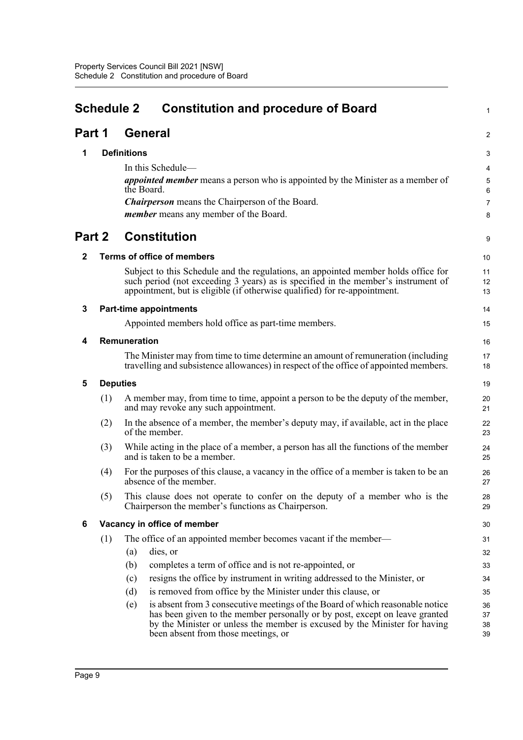# Schedule 2 Constitution and procedure of Board

## Part 1 General

### 1 Definitions

In this Schedule—

***appointed member*** means a person who is appointed by the Minister as a member of the Board.

***Chairperson*** means the Chairperson of the Board.

***member*** means any member of the Board.

## Part 2 Constitution

### 2 Terms of office of members

Subject to this Schedule and the regulations, an appointed member holds office for such period (not exceeding 3 years) as is specified in the member's instrument of appointment, but is eligible (if otherwise qualified) for re-appointment.

### 3 Part-time appointments

Appointed members hold office as part-time members.

### 4 Remuneration

The Minister may from time to time determine an amount of remuneration (including travelling and subsistence allowances) in respect of the office of appointed members.

### 5 Deputies

(1) A member may, from time to time, appoint a person to be the deputy of the member, and may revoke any such appointment.

(2) In the absence of a member, the member's deputy may, if available, act in the place of the member.

(3) While acting in the place of a member, a person has all the functions of the member and is taken to be a member.

(4) For the purposes of this clause, a vacancy in the office of a member is taken to be an absence of the member.

(5) This clause does not operate to confer on the deputy of a member who is the Chairperson the member's functions as Chairperson.

### 6 Vacancy in office of member

(1) The office of an appointed member becomes vacant if the member—

(a) dies, or

(b) completes a term of office and is not re-appointed, or

(c) resigns the office by instrument in writing addressed to the Minister, or

(d) is removed from office by the Minister under this clause, or

(e) is absent from 3 consecutive meetings of the Board of which reasonable notice has been given to the member personally or by post, except on leave granted by the Minister or unless the member is excused by the Minister for having been absent from those meetings, or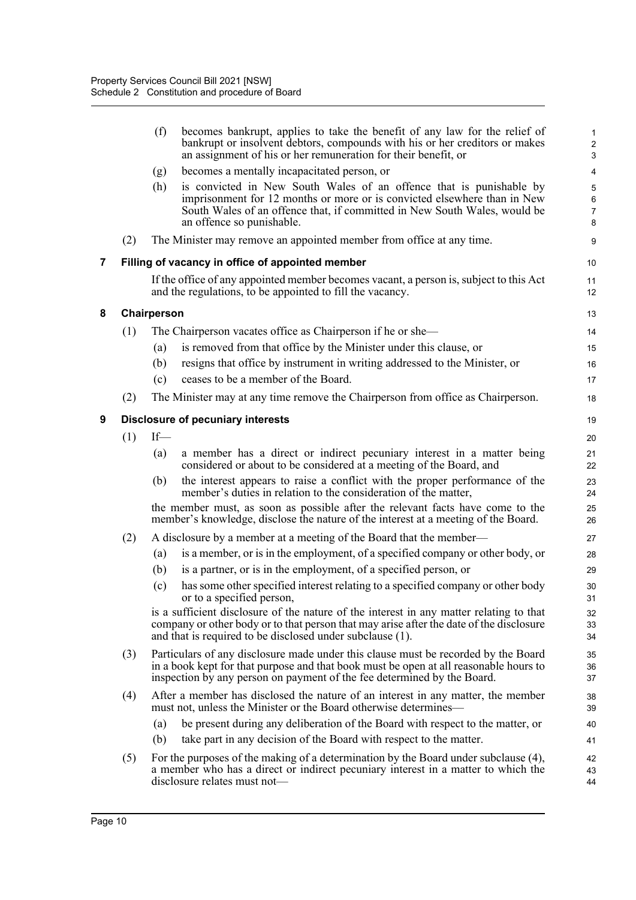(f) becomes bankrupt, applies to take the benefit of any law for the relief of bankrupt or insolvent debtors, compounds with his or her creditors or makes an assignment of his or her remuneration for their benefit, or

(g) becomes a mentally incapacitated person, or

(h) is convicted in New South Wales of an offence that is punishable by imprisonment for 12 months or more or is convicted elsewhere than in New South Wales of an offence that, if committed in New South Wales, would be an offence so punishable.

(2) The Minister may remove an appointed member from office at any time.

### 7 Filling of vacancy in office of appointed member

If the office of any appointed member becomes vacant, a person is, subject to this Act and the regulations, to be appointed to fill the vacancy.

### 8 Chairperson

(1) The Chairperson vacates office as Chairperson if he or she—

(a) is removed from that office by the Minister under this clause, or

(b) resigns that office by instrument in writing addressed to the Minister, or

(c) ceases to be a member of the Board.

(2) The Minister may at any time remove the Chairperson from office as Chairperson.

### 9 Disclosure of pecuniary interests

(1) If—

(a) a member has a direct or indirect pecuniary interest in a matter being considered or about to be considered at a meeting of the Board, and

(b) the interest appears to raise a conflict with the proper performance of the member's duties in relation to the consideration of the matter,

the member must, as soon as possible after the relevant facts have come to the member's knowledge, disclose the nature of the interest at a meeting of the Board.

(2) A disclosure by a member at a meeting of the Board that the member—

(a) is a member, or is in the employment, of a specified company or other body, or

(b) is a partner, or is in the employment, of a specified person, or

(c) has some other specified interest relating to a specified company or other body or to a specified person,

is a sufficient disclosure of the nature of the interest in any matter relating to that company or other body or to that person that may arise after the date of the disclosure and that is required to be disclosed under subclause (1).

(3) Particulars of any disclosure made under this clause must be recorded by the Board in a book kept for that purpose and that book must be open at all reasonable hours to inspection by any person on payment of the fee determined by the Board.

(4) After a member has disclosed the nature of an interest in any matter, the member must not, unless the Minister or the Board otherwise determines—

(a) be present during any deliberation of the Board with respect to the matter, or

(b) take part in any decision of the Board with respect to the matter.

(5) For the purposes of the making of a determination by the Board under subclause (4), a member who has a direct or indirect pecuniary interest in a matter to which the disclosure relates must not—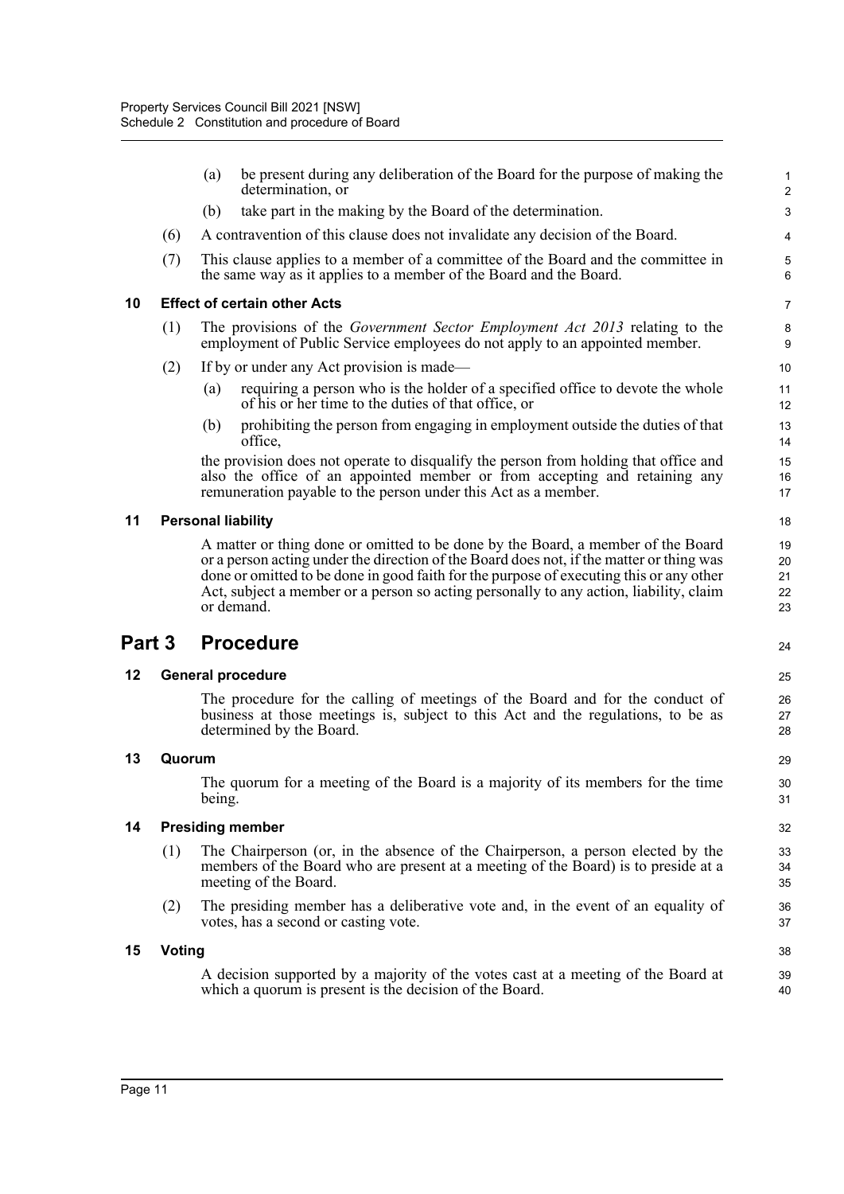(a) be present during any deliberation of the Board for the purpose of making the determination, or

(b) take part in the making by the Board of the determination.

(6) A contravention of this clause does not invalidate any decision of the Board.

(7) This clause applies to a member of a committee of the Board and the committee in the same way as it applies to a member of the Board and the Board.

### 10 Effect of certain other Acts

(1) The provisions of the *Government Sector Employment Act 2013* relating to the employment of Public Service employees do not apply to an appointed member.

(2) If by or under any Act provision is made—

(a) requiring a person who is the holder of a specified office to devote the whole of his or her time to the duties of that office, or

(b) prohibiting the person from engaging in employment outside the duties of that office,

the provision does not operate to disqualify the person from holding that office and also the office of an appointed member or from accepting and retaining any remuneration payable to the person under this Act as a member.

### 11 Personal liability

A matter or thing done or omitted to be done by the Board, a member of the Board or a person acting under the direction of the Board does not, if the matter or thing was done or omitted to be done in good faith for the purpose of executing this or any other Act, subject a member or a person so acting personally to any action, liability, claim or demand.

## Part 3 Procedure

### 12 General procedure

The procedure for the calling of meetings of the Board and for the conduct of business at those meetings is, subject to this Act and the regulations, to be as determined by the Board.

### 13 Quorum

The quorum for a meeting of the Board is a majority of its members for the time being.

### 14 Presiding member

(1) The Chairperson (or, in the absence of the Chairperson, a person elected by the members of the Board who are present at a meeting of the Board) is to preside at a meeting of the Board.

(2) The presiding member has a deliberative vote and, in the event of an equality of votes, has a second or casting vote.

### 15 Voting

A decision supported by a majority of the votes cast at a meeting of the Board at which a quorum is present is the decision of the Board.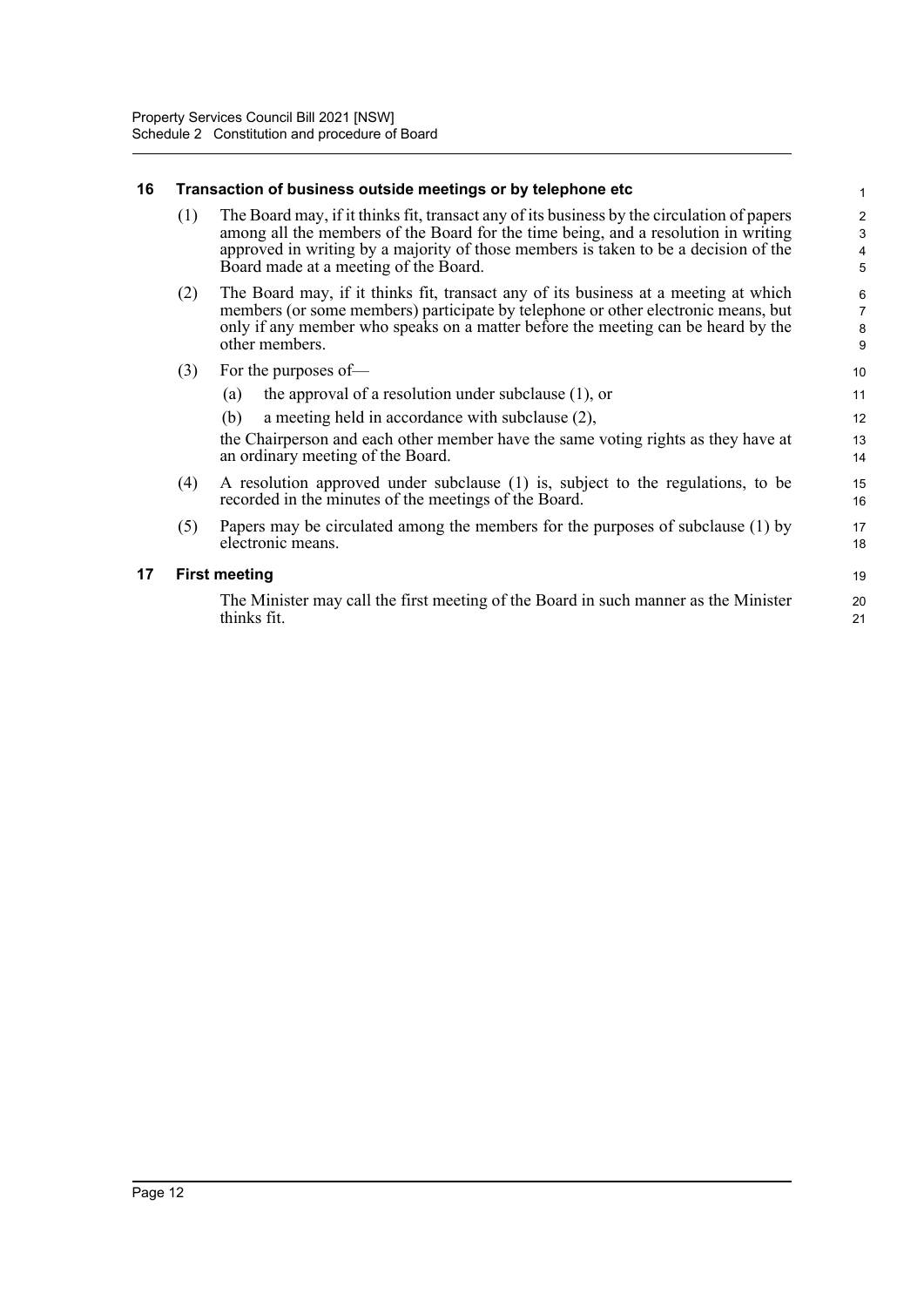### 16 Transaction of business outside meetings or by telephone etc

(1) The Board may, if it thinks fit, transact any of its business by the circulation of papers among all the members of the Board for the time being, and a resolution in writing approved in writing by a majority of those members is taken to be a decision of the Board made at a meeting of the Board.

(2) The Board may, if it thinks fit, transact any of its business at a meeting at which members (or some members) participate by telephone or other electronic means, but only if any member who speaks on a matter before the meeting can be heard by the other members.

(3) For the purposes of—

(a) the approval of a resolution under subclause (1), or

(b) a meeting held in accordance with subclause (2),

the Chairperson and each other member have the same voting rights as they have at an ordinary meeting of the Board.

(4) A resolution approved under subclause (1) is, subject to the regulations, to be recorded in the minutes of the meetings of the Board.

(5) Papers may be circulated among the members for the purposes of subclause (1) by electronic means.

### 17 First meeting

The Minister may call the first meeting of the Board in such manner as the Minister thinks fit.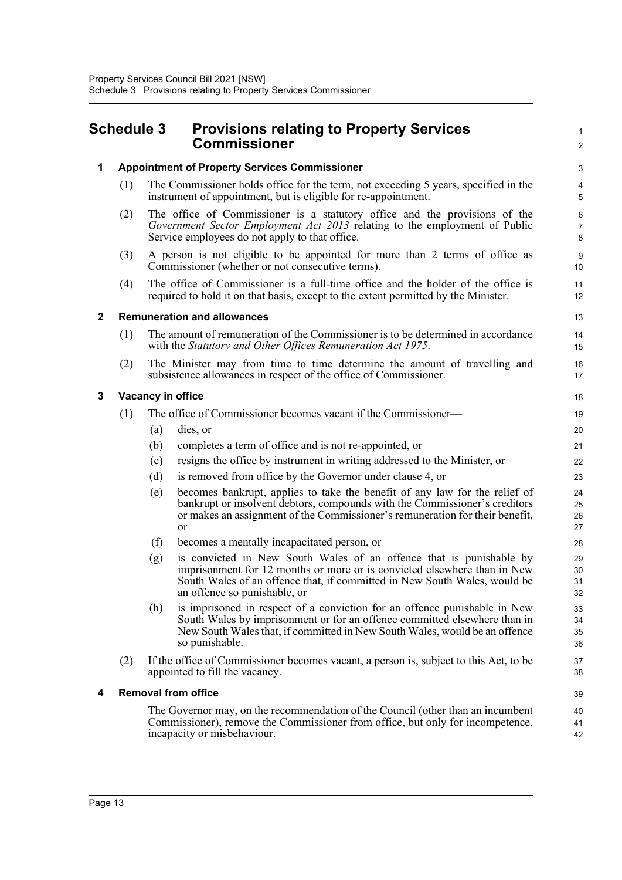# Schedule 3 Provisions relating to Property Services Commissioner

## 1 Appointment of Property Services Commissioner

(1) The Commissioner holds office for the term, not exceeding 5 years, specified in the instrument of appointment, but is eligible for re-appointment.

(2) The office of Commissioner is a statutory office and the provisions of the *Government Sector Employment Act 2013* relating to the employment of Public Service employees do not apply to that office.

(3) A person is not eligible to be appointed for more than 2 terms of office as Commissioner (whether or not consecutive terms).

(4) The office of Commissioner is a full-time office and the holder of the office is required to hold it on that basis, except to the extent permitted by the Minister.

## 2 Remuneration and allowances

(1) The amount of remuneration of the Commissioner is to be determined in accordance with the *Statutory and Other Offices Remuneration Act 1975*.

(2) The Minister may from time to time determine the amount of travelling and subsistence allowances in respect of the office of Commissioner.

## 3 Vacancy in office

(1) The office of Commissioner becomes vacant if the Commissioner—

(a) dies, or

(b) completes a term of office and is not re-appointed, or

(c) resigns the office by instrument in writing addressed to the Minister, or

(d) is removed from office by the Governor under clause 4, or

(e) becomes bankrupt, applies to take the benefit of any law for the relief of bankrupt or insolvent debtors, compounds with the Commissioner's creditors or makes an assignment of the Commissioner's remuneration for their benefit, or

(f) becomes a mentally incapacitated person, or

(g) is convicted in New South Wales of an offence that is punishable by imprisonment for 12 months or more or is convicted elsewhere than in New South Wales of an offence that, if committed in New South Wales, would be an offence so punishable, or

(h) is imprisoned in respect of a conviction for an offence punishable in New South Wales by imprisonment or for an offence committed elsewhere than in New South Wales that, if committed in New South Wales, would be an offence so punishable.

(2) If the office of Commissioner becomes vacant, a person is, subject to this Act, to be appointed to fill the vacancy.

## 4 Removal from office

The Governor may, on the recommendation of the Council (other than an incumbent Commissioner), remove the Commissioner from office, but only for incompetence, incapacity or misbehaviour.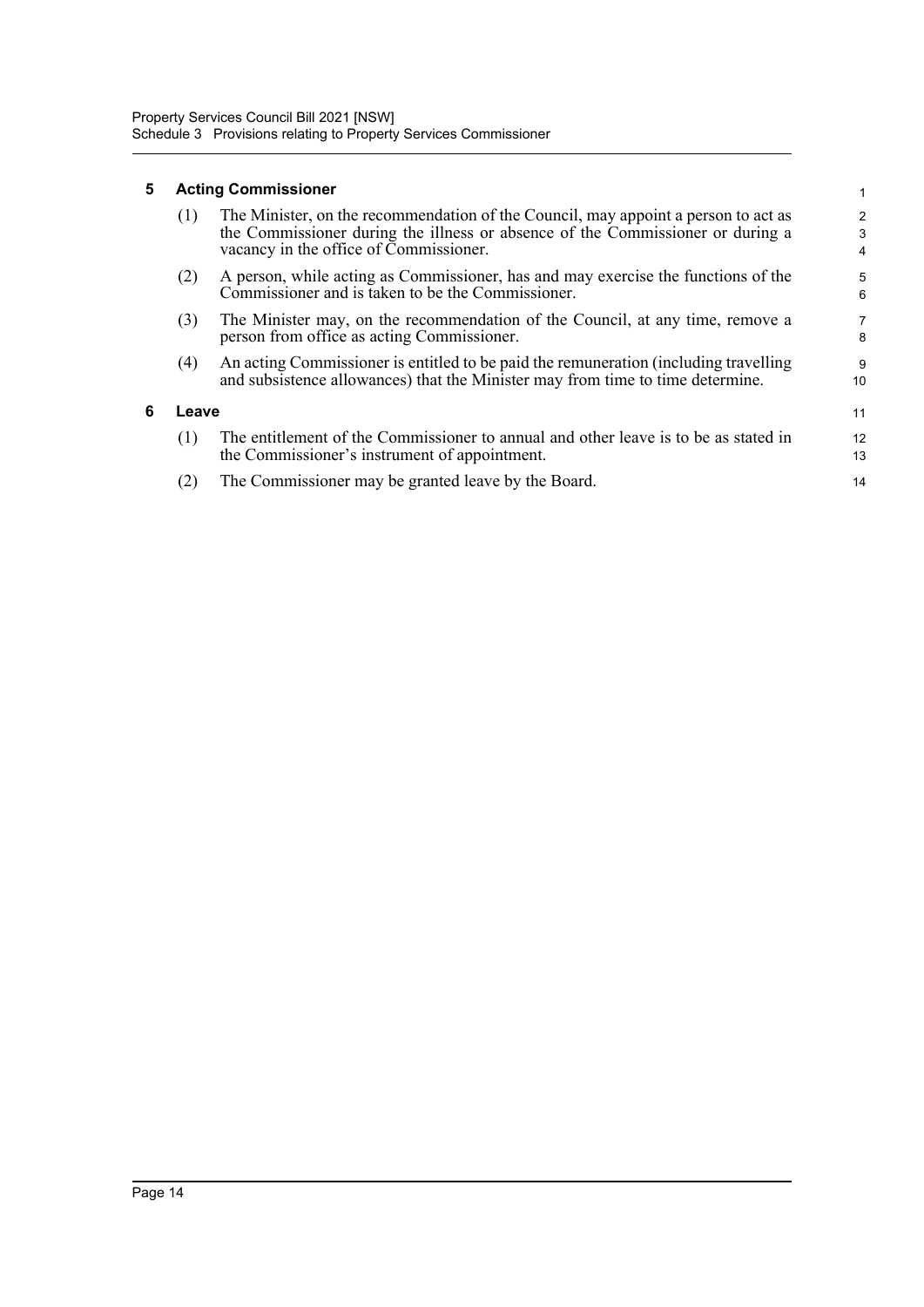### 5 Acting Commissioner

(1) The Minister, on the recommendation of the Council, may appoint a person to act as the Commissioner during the illness or absence of the Commissioner or during a vacancy in the office of Commissioner.

(2) A person, while acting as Commissioner, has and may exercise the functions of the Commissioner and is taken to be the Commissioner.

(3) The Minister may, on the recommendation of the Council, at any time, remove a person from office as acting Commissioner.

(4) An acting Commissioner is entitled to be paid the remuneration (including travelling and subsistence allowances) that the Minister may from time to time determine.

### 6 Leave

(1) The entitlement of the Commissioner to annual and other leave is to be as stated in the Commissioner's instrument of appointment.

(2) The Commissioner may be granted leave by the Board.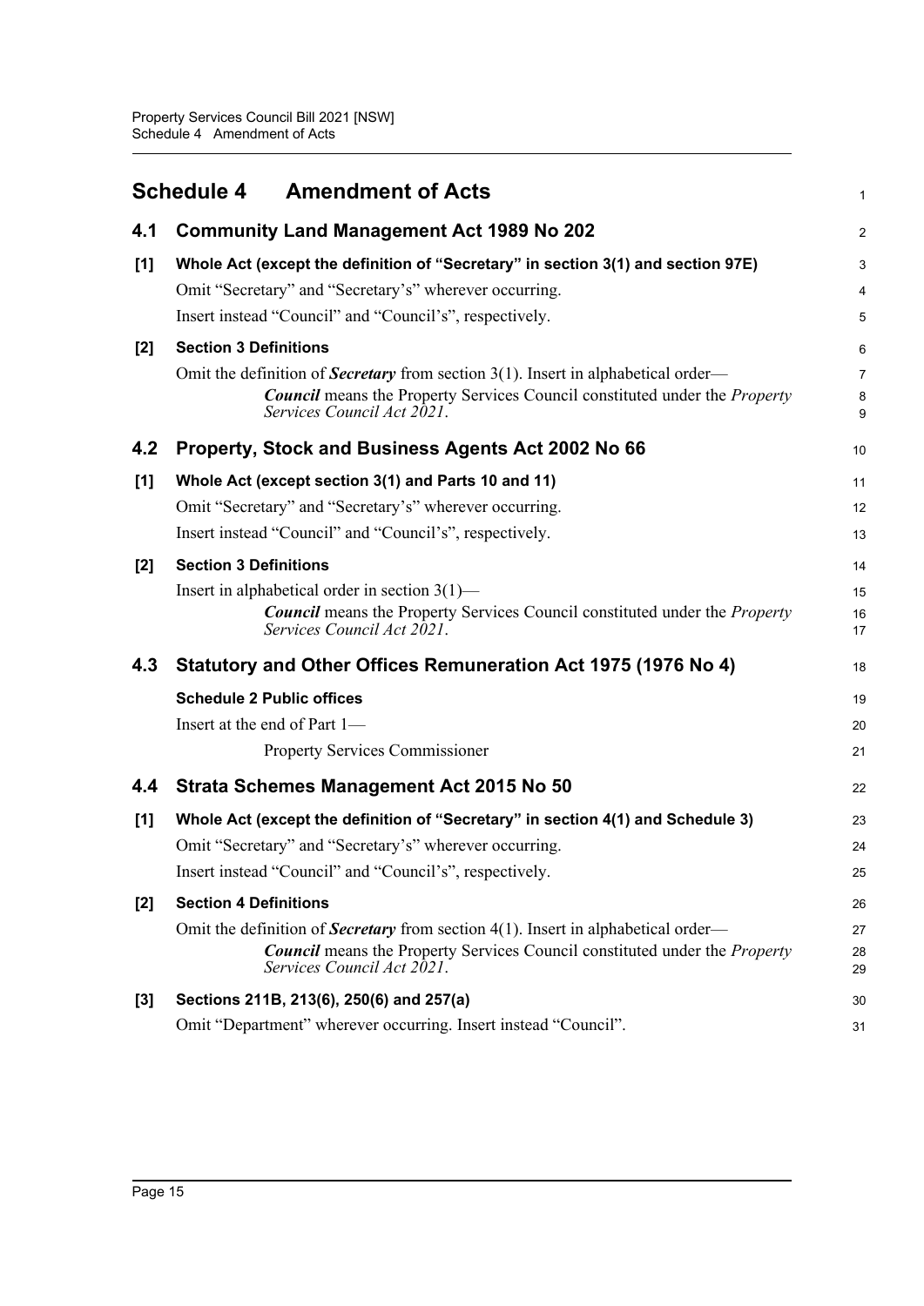# Schedule 4 Amendment of Acts

## 4.1 Community Land Management Act 1989 No 202

**[1] Whole Act (except the definition of "Secretary" in section 3(1) and section 97E)**

Omit "Secretary" and "Secretary's" wherever occurring.

Insert instead "Council" and "Council's", respectively.

**[2] Section 3 Definitions**

Omit the definition of ***Secretary*** from section 3(1). Insert in alphabetical order—

> ***Council*** means the Property Services Council constituted under the *Property Services Council Act 2021*.

## 4.2 Property, Stock and Business Agents Act 2002 No 66

**[1] Whole Act (except section 3(1) and Parts 10 and 11)**

Omit "Secretary" and "Secretary's" wherever occurring.

Insert instead "Council" and "Council's", respectively.

**[2] Section 3 Definitions**

Insert in alphabetical order in section 3(1)—

> ***Council*** means the Property Services Council constituted under the *Property Services Council Act 2021*.

## 4.3 Statutory and Other Offices Remuneration Act 1975 (1976 No 4)

**Schedule 2 Public offices**

Insert at the end of Part 1—

> Property Services Commissioner

## 4.4 Strata Schemes Management Act 2015 No 50

**[1] Whole Act (except the definition of "Secretary" in section 4(1) and Schedule 3)**

Omit "Secretary" and "Secretary's" wherever occurring.

Insert instead "Council" and "Council's", respectively.

**[2] Section 4 Definitions**

Omit the definition of ***Secretary*** from section 4(1). Insert in alphabetical order—

> ***Council*** means the Property Services Council constituted under the *Property Services Council Act 2021*.

**[3] Sections 211B, 213(6), 250(6) and 257(a)**

Omit "Department" wherever occurring. Insert instead "Council".